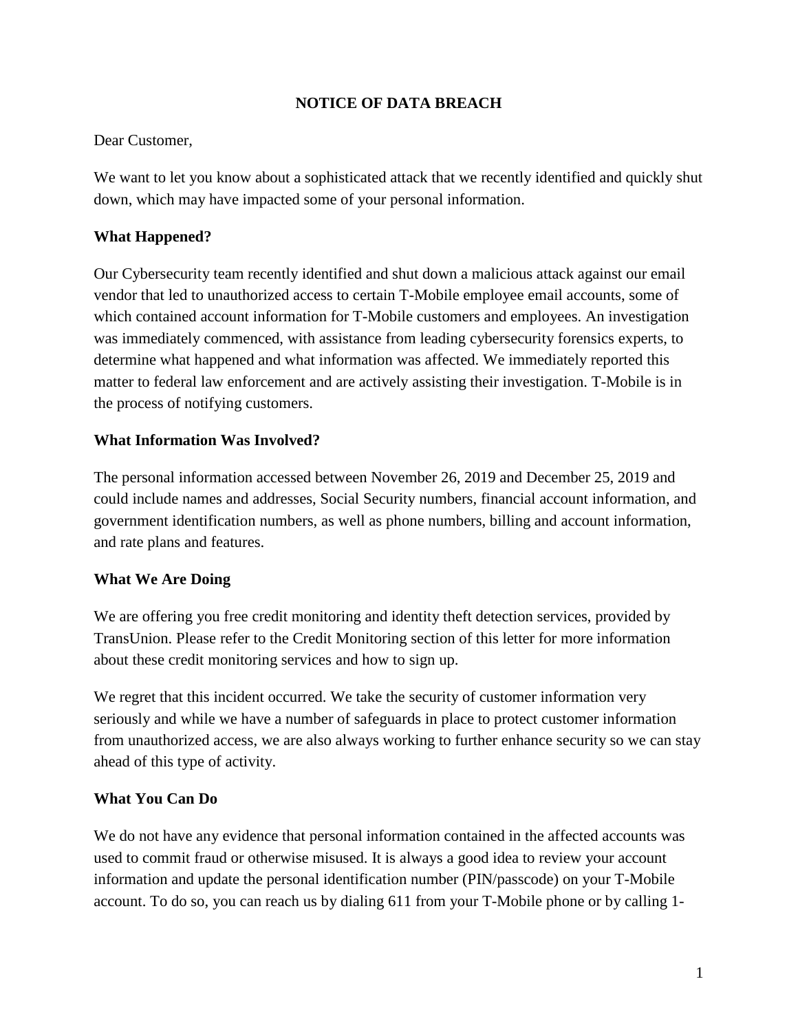**NOTICE OF DATA BREACH**

Dear Customer,

We want to let you know about a sophisticated attack that we recently identified and quickly shut down, which may have impacted some of your personal information.

**What Happened?**

Our Cybersecurity team recently identified and shut down a malicious attack against our email vendor that led to unauthorized access to certain T-Mobile employee email accounts, some of which contained account information for T-Mobile customers and employees. An investigation was immediately commenced, with assistance from leading cybersecurity forensics experts, to determine what happened and what information was affected. We immediately reported this matter to federal law enforcement and are actively assisting their investigation. T-Mobile is in the process of notifying customers.

**What Information Was Involved?**

The personal information accessed between November 26, 2019 and December 25, 2019 and could include names and addresses, Social Security numbers, financial account information, and government identification numbers, as well as phone numbers, billing and account information, and rate plans and features.

**What We Are Doing**

We are offering you free credit monitoring and identity theft detection services, provided by TransUnion. Please refer to the Credit Monitoring section of this letter for more information about these credit monitoring services and how to sign up.

We regret that this incident occurred. We take the security of customer information very seriously and while we have a number of safeguards in place to protect customer information from unauthorized access, we are also always working to further enhance security so we can stay ahead of this type of activity.

**What You Can Do**

We do not have any evidence that personal information contained in the affected accounts was used to commit fraud or otherwise misused. It is always a good idea to review your account information and update the personal identification number (PIN/passcode) on your T-Mobile account. To do so, you can reach us by dialing 611 from your T-Mobile phone or by calling 1-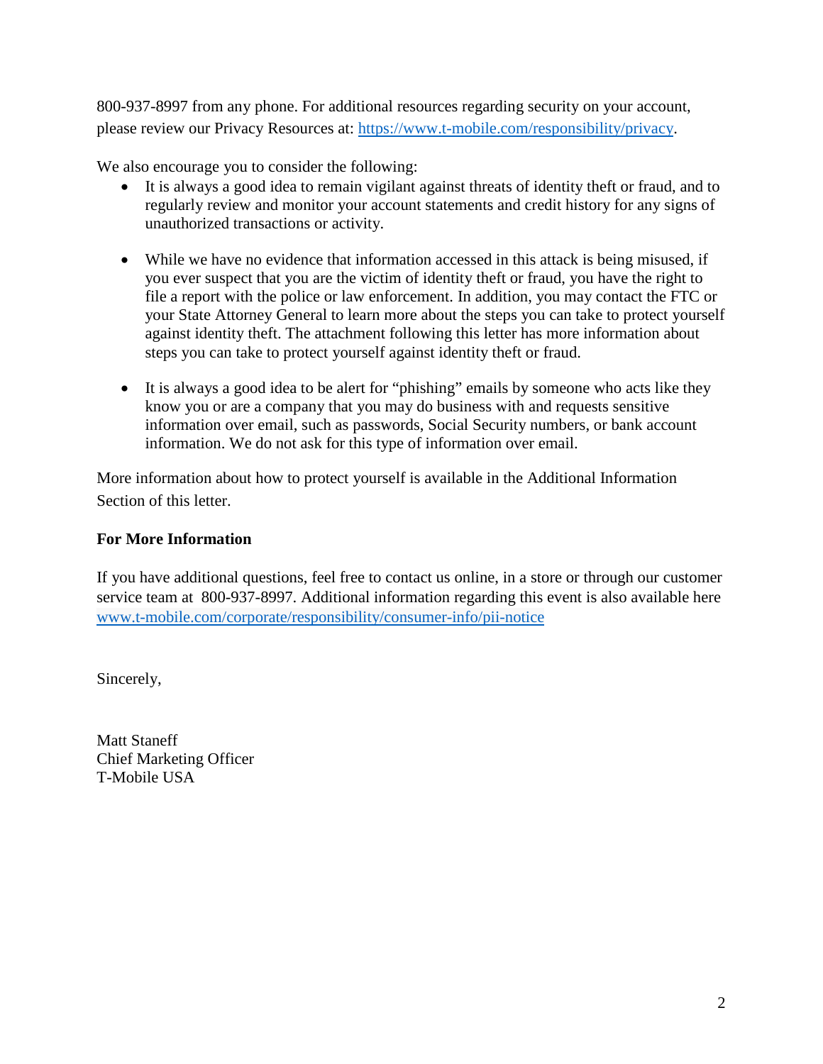800-937-8997 from any phone. For additional resources regarding security on your account, please review our Privacy Resources at: [https://www.t-mobile.com/responsibility/privacy](https://www.t-mobile.com/responsibility/privacy).

We also encourage you to consider the following:

- It is always a good idea to remain vigilant against threats of identity theft or fraud, and to regularly review and monitor your account statements and credit history for any signs of unauthorized transactions or activity.

- While we have no evidence that information accessed in this attack is being misused, if you ever suspect that you are the victim of identity theft or fraud, you have the right to file a report with the police or law enforcement. In addition, you may contact the FTC or your State Attorney General to learn more about the steps you can take to protect yourself against identity theft. The attachment following this letter has more information about steps you can take to protect yourself against identity theft or fraud.

- It is always a good idea to be alert for "phishing" emails by someone who acts like they know you or are a company that you may do business with and requests sensitive information over email, such as passwords, Social Security numbers, or bank account information. We do not ask for this type of information over email.

More information about how to protect yourself is available in the Additional Information Section of this letter.

**For More Information**

If you have additional questions, feel free to contact us online, in a store or through our customer service team at 800-937-8997. Additional information regarding this event is also available here [www.t-mobile.com/corporate/responsibility/consumer-info/pii-notice](www.t-mobile.com/corporate/responsibility/consumer-info/pii-notice)

Sincerely,

Matt Staneff
Chief Marketing Officer
T-Mobile USA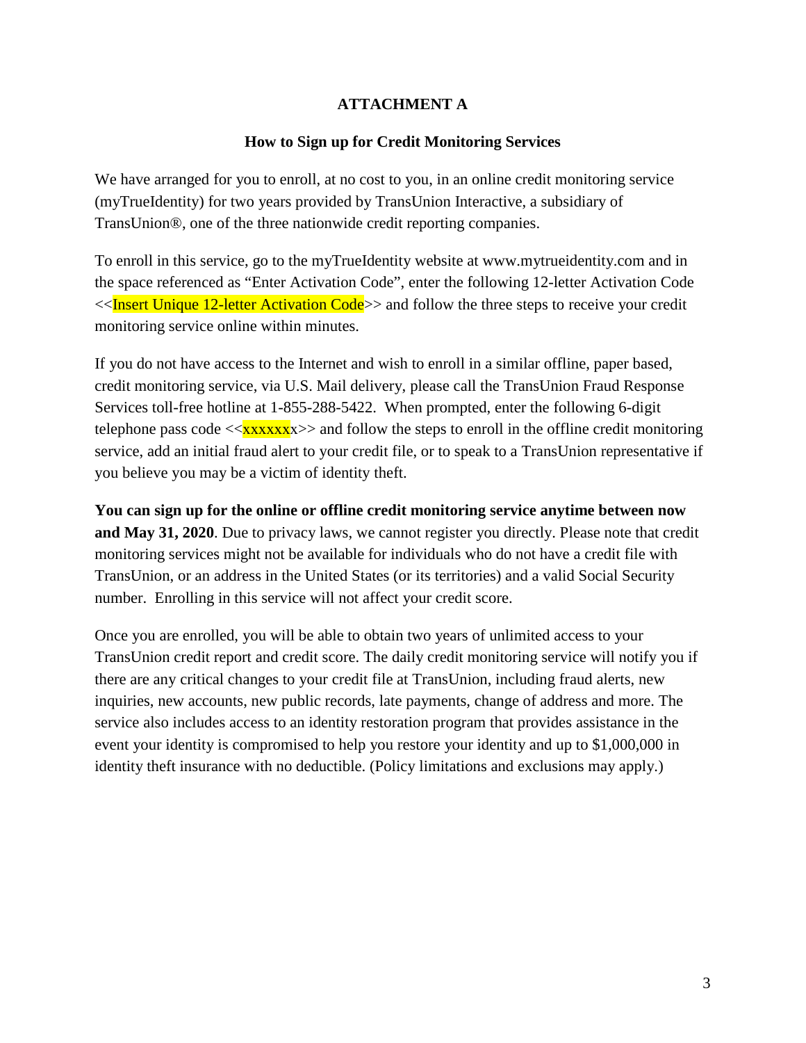# ATTACHMENT A

## How to Sign up for Credit Monitoring Services

We have arranged for you to enroll, at no cost to you, in an online credit monitoring service (myTrueIdentity) for two years provided by TransUnion Interactive, a subsidiary of TransUnion®, one of the three nationwide credit reporting companies.

To enroll in this service, go to the myTrueIdentity website at www.mytrueidentity.com and in the space referenced as "Enter Activation Code", enter the following 12-letter Activation Code <<Insert Unique 12-letter Activation Code>> and follow the three steps to receive your credit monitoring service online within minutes.

If you do not have access to the Internet and wish to enroll in a similar offline, paper based, credit monitoring service, via U.S. Mail delivery, please call the TransUnion Fraud Response Services toll-free hotline at 1-855-288-5422. When prompted, enter the following 6-digit telephone pass code <<xxxxxxx>> and follow the steps to enroll in the offline credit monitoring service, add an initial fraud alert to your credit file, or to speak to a TransUnion representative if you believe you may be a victim of identity theft.

**You can sign up for the online or offline credit monitoring service anytime between now and May 31, 2020**. Due to privacy laws, we cannot register you directly. Please note that credit monitoring services might not be available for individuals who do not have a credit file with TransUnion, or an address in the United States (or its territories) and a valid Social Security number. Enrolling in this service will not affect your credit score.

Once you are enrolled, you will be able to obtain two years of unlimited access to your TransUnion credit report and credit score. The daily credit monitoring service will notify you if there are any critical changes to your credit file at TransUnion, including fraud alerts, new inquiries, new accounts, new public records, late payments, change of address and more. The service also includes access to an identity restoration program that provides assistance in the event your identity is compromised to help you restore your identity and up to $1,000,000 in identity theft insurance with no deductible. (Policy limitations and exclusions may apply.)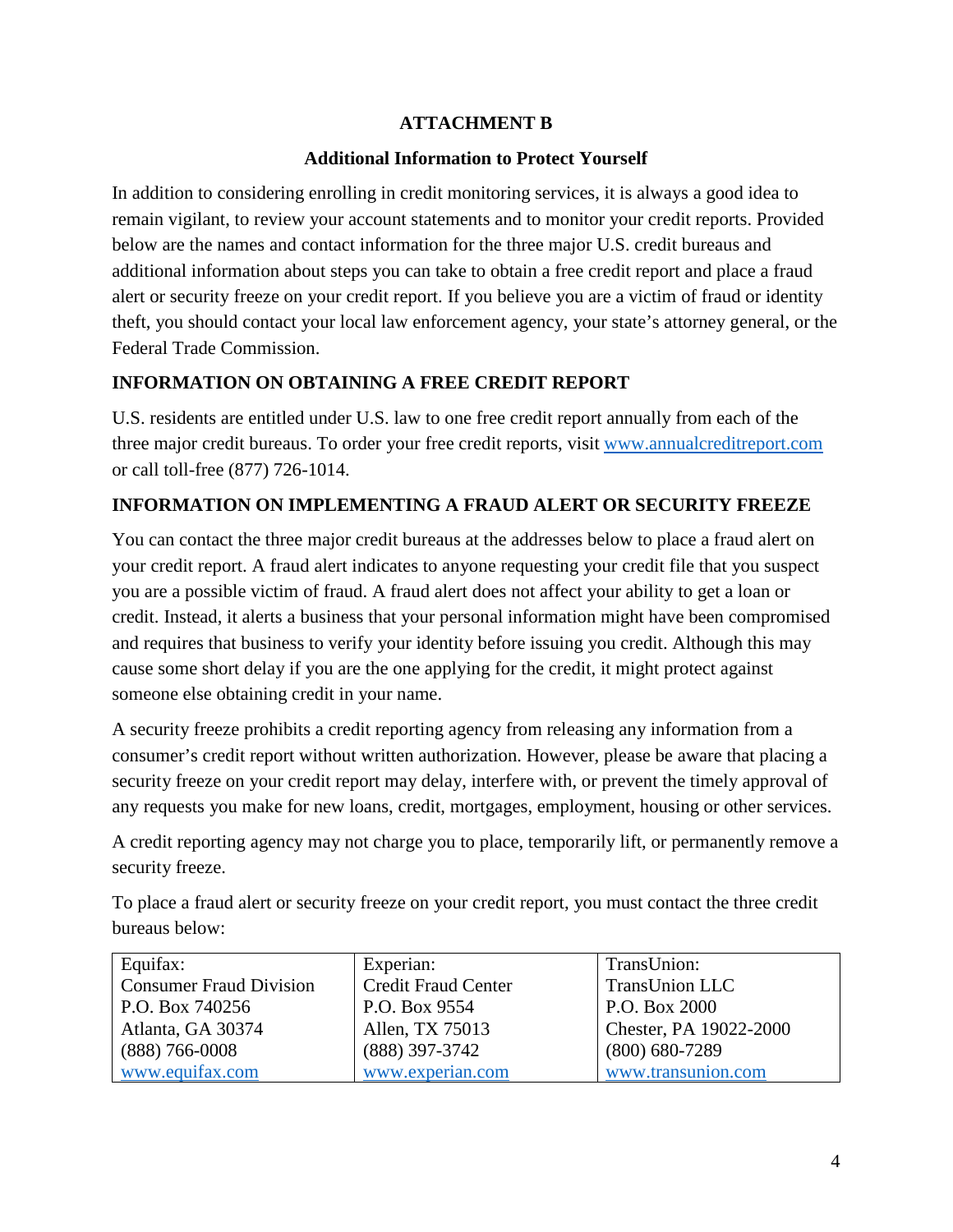# ATTACHMENT B

## Additional Information to Protect Yourself

In addition to considering enrolling in credit monitoring services, it is always a good idea to remain vigilant, to review your account statements and to monitor your credit reports. Provided below are the names and contact information for the three major U.S. credit bureaus and additional information about steps you can take to obtain a free credit report and place a fraud alert or security freeze on your credit report. If you believe you are a victim of fraud or identity theft, you should contact your local law enforcement agency, your state's attorney general, or the Federal Trade Commission.

### INFORMATION ON OBTAINING A FREE CREDIT REPORT

U.S. residents are entitled under U.S. law to one free credit report annually from each of the three major credit bureaus. To order your free credit reports, visit [www.annualcreditreport.com](http://www.annualcreditreport.com) or call toll-free (877) 726-1014.

### INFORMATION ON IMPLEMENTING A FRAUD ALERT OR SECURITY FREEZE

You can contact the three major credit bureaus at the addresses below to place a fraud alert on your credit report. A fraud alert indicates to anyone requesting your credit file that you suspect you are a possible victim of fraud. A fraud alert does not affect your ability to get a loan or credit. Instead, it alerts a business that your personal information might have been compromised and requires that business to verify your identity before issuing you credit. Although this may cause some short delay if you are the one applying for the credit, it might protect against someone else obtaining credit in your name.

A security freeze prohibits a credit reporting agency from releasing any information from a consumer's credit report without written authorization. However, please be aware that placing a security freeze on your credit report may delay, interfere with, or prevent the timely approval of any requests you make for new loans, credit, mortgages, employment, housing or other services.

A credit reporting agency may not charge you to place, temporarily lift, or permanently remove a security freeze.

To place a fraud alert or security freeze on your credit report, you must contact the three credit bureaus below:

| Equifax: | Experian: | TransUnion: |
|---|---|---|
| Consumer Fraud Division | Credit Fraud Center | TransUnion LLC |
| P.O. Box 740256 | P.O. Box 9554 | P.O. Box 2000 |
| Atlanta, GA 30374 | Allen, TX 75013 | Chester, PA 19022-2000 |
| (888) 766-0008 | (888) 397-3742 | (800) 680-7289 |
| [www.equifax.com](http://www.equifax.com) | [www.experian.com](http://www.experian.com) | [www.transunion.com](http://www.transunion.com) |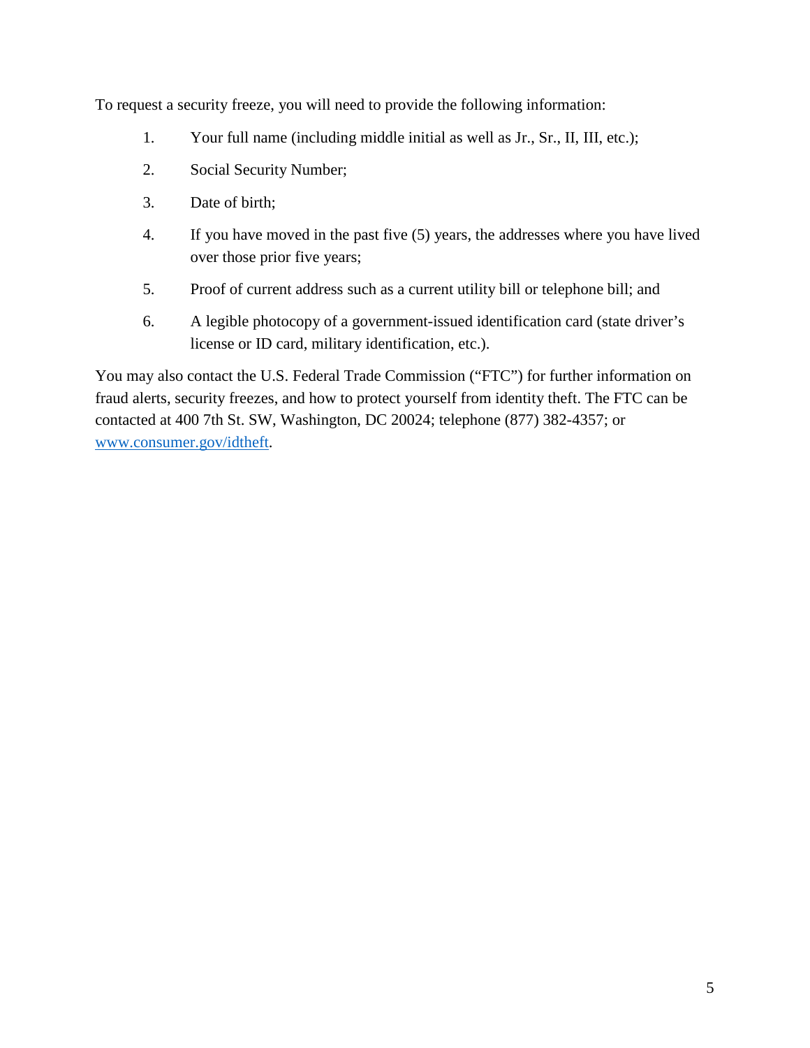To request a security freeze, you will need to provide the following information:

1. Your full name (including middle initial as well as Jr., Sr., II, III, etc.);
2. Social Security Number;
3. Date of birth;
4. If you have moved in the past five (5) years, the addresses where you have lived over those prior five years;
5. Proof of current address such as a current utility bill or telephone bill; and
6. A legible photocopy of a government-issued identification card (state driver's license or ID card, military identification, etc.).

You may also contact the U.S. Federal Trade Commission ("FTC") for further information on fraud alerts, security freezes, and how to protect yourself from identity theft. The FTC can be contacted at 400 7th St. SW, Washington, DC 20024; telephone (877) 382-4357; or [www.consumer.gov/idtheft](http://www.consumer.gov/idtheft).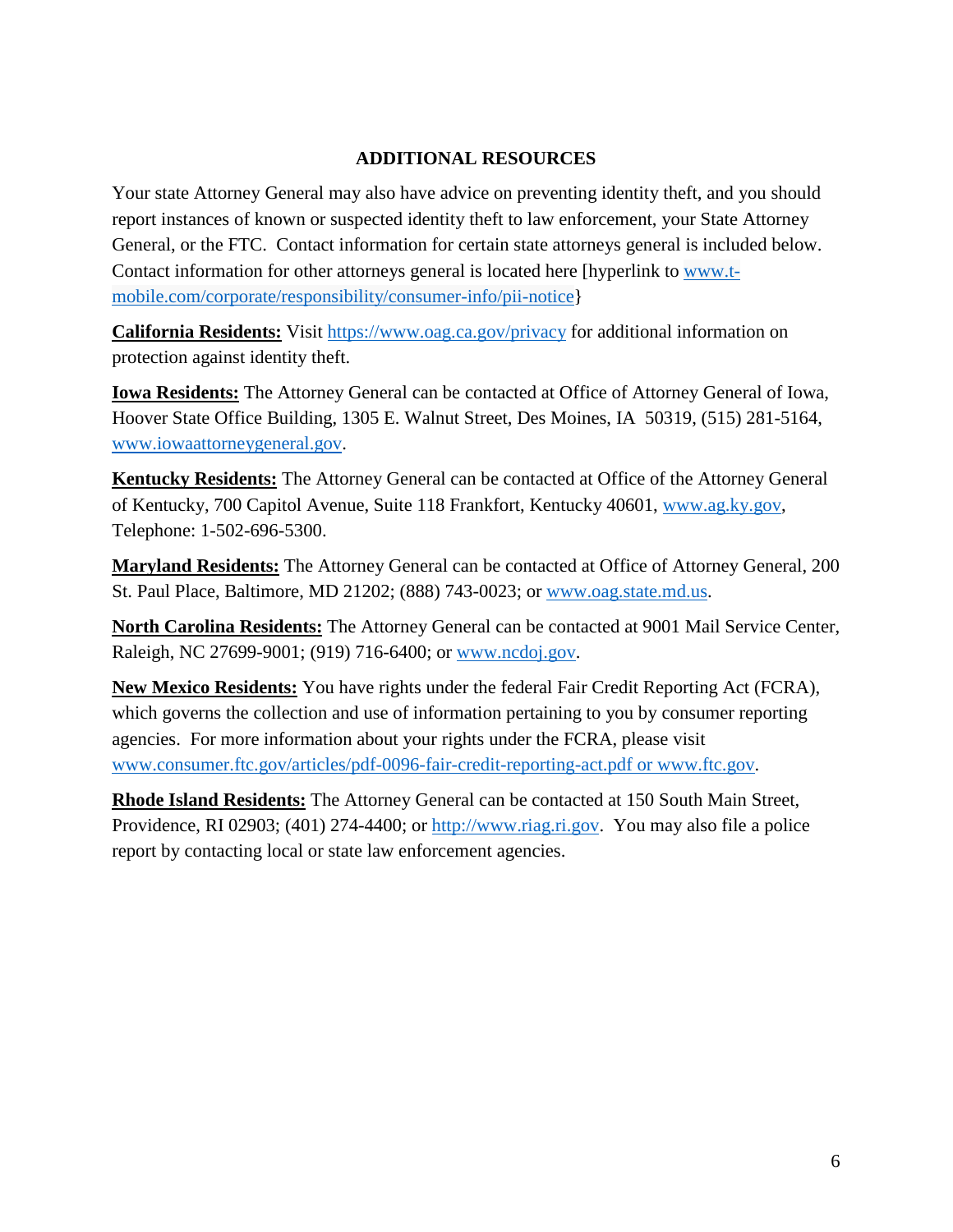## ADDITIONAL RESOURCES

Your state Attorney General may also have advice on preventing identity theft, and you should report instances of known or suspected identity theft to law enforcement, your State Attorney General, or the FTC. Contact information for certain state attorneys general is included below. Contact information for other attorneys general is located here [hyperlink to www.t-mobile.com/corporate/responsibility/consumer-info/pii-notice}

**California Residents:** Visit https://www.oag.ca.gov/privacy for additional information on protection against identity theft.

**Iowa Residents:** The Attorney General can be contacted at Office of Attorney General of Iowa, Hoover State Office Building, 1305 E. Walnut Street, Des Moines, IA 50319, (515) 281-5164, www.iowaattorneygeneral.gov.

**Kentucky Residents:** The Attorney General can be contacted at Office of the Attorney General of Kentucky, 700 Capitol Avenue, Suite 118 Frankfort, Kentucky 40601, www.ag.ky.gov, Telephone: 1-502-696-5300.

**Maryland Residents:** The Attorney General can be contacted at Office of Attorney General, 200 St. Paul Place, Baltimore, MD 21202; (888) 743-0023; or www.oag.state.md.us.

**North Carolina Residents:** The Attorney General can be contacted at 9001 Mail Service Center, Raleigh, NC 27699-9001; (919) 716-6400; or www.ncdoj.gov.

**New Mexico Residents:** You have rights under the federal Fair Credit Reporting Act (FCRA), which governs the collection and use of information pertaining to you by consumer reporting agencies. For more information about your rights under the FCRA, please visit www.consumer.ftc.gov/articles/pdf-0096-fair-credit-reporting-act.pdf or www.ftc.gov.

**Rhode Island Residents:** The Attorney General can be contacted at 150 South Main Street, Providence, RI 02903; (401) 274-4400; or http://www.riag.ri.gov. You may also file a police report by contacting local or state law enforcement agencies.